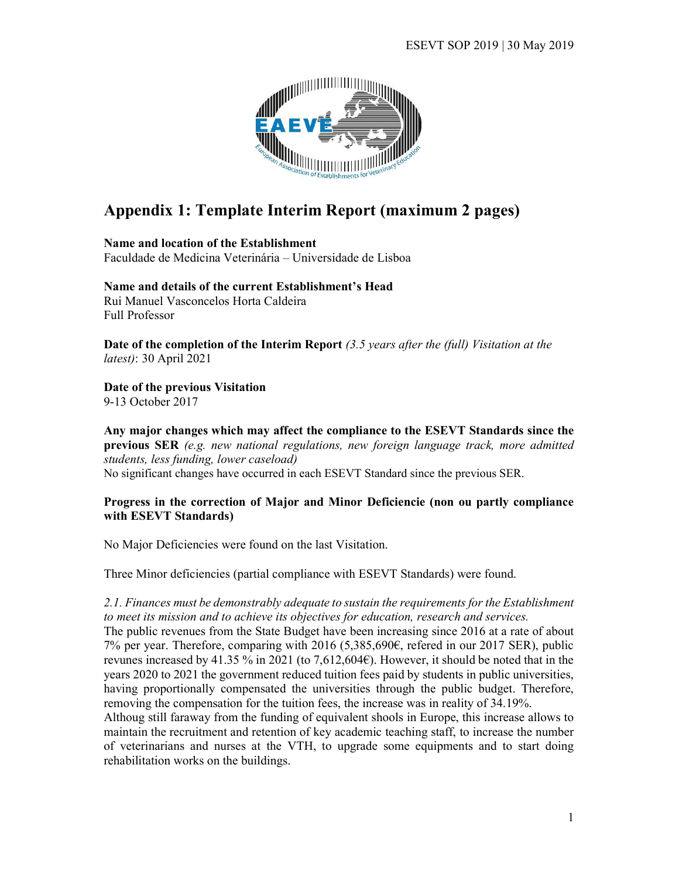# Appendix 1: Template Interim Report (maximum 2 pages)

**Name and location of the Establishment**
Faculdade de Medicina Veterinária – Universidade de Lisboa

**Name and details of the current Establishment's Head**
Rui Manuel Vasconcelos Horta Caldeira
Full Professor

**Date of the completion of the Interim Report** *(3.5 years after the (full) Visitation at the latest)*: 30 April 2021

**Date of the previous Visitation**
9-13 October 2017

**Any major changes which may affect the compliance to the ESEVT Standards since the previous SER** *(e.g. new national regulations, new foreign language track, more admitted students, less funding, lower caseload)*
No significant changes have occurred in each ESEVT Standard since the previous SER.

**Progress in the correction of Major and Minor Deficiencie (non ou partly compliance with ESEVT Standards)**

No Major Deficiencies were found on the last Visitation.

Three Minor deficiencies (partial compliance with ESEVT Standards) were found.

*2.1. Finances must be demonstrably adequate to sustain the requirements for the Establishment to meet its mission and to achieve its objectives for education, research and services.*
The public revenues from the State Budget have been increasing since 2016 at a rate of about 7% per year. Therefore, comparing with 2016 (5,385,690€, refered in our 2017 SER), public revunes increased by 41.35 % in 2021 (to 7,612,604€). However, it should be noted that in the years 2020 to 2021 the government reduced tuition fees paid by students in public universities, having proportionally compensated the universities through the public budget. Therefore, removing the compensation for the tuition fees, the increase was in reality of 34.19%.
Althoug still faraway from the funding of equivalent shools in Europe, this increase allows to maintain the recruitment and retention of key academic teaching staff, to increase the number of veterinarians and nurses at the VTH, to upgrade some equipments and to start doing rehabilitation works on the buildings.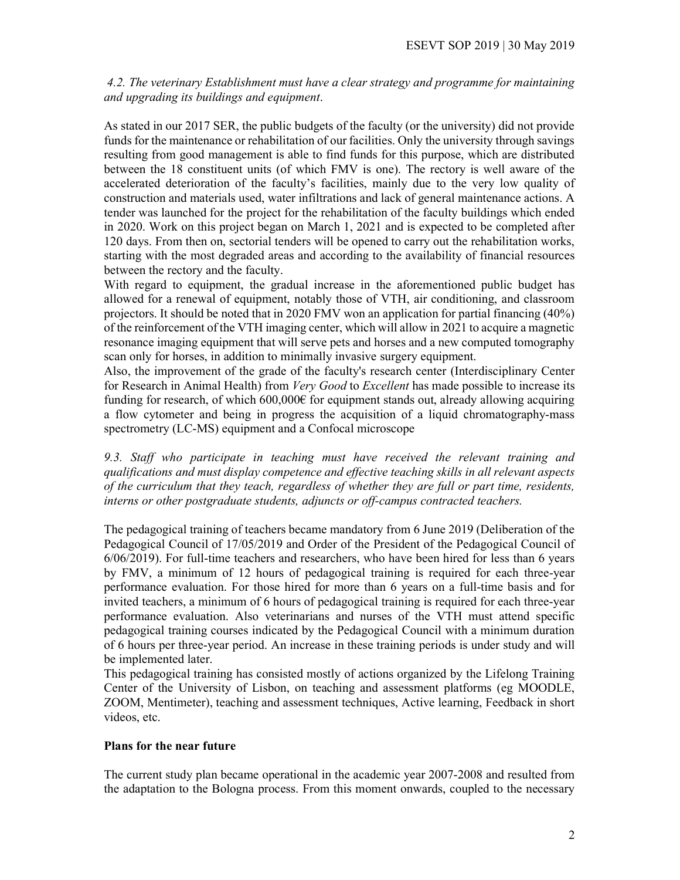*4.2. The veterinary Establishment must have a clear strategy and programme for maintaining and upgrading its buildings and equipment.*

As stated in our 2017 SER, the public budgets of the faculty (or the university) did not provide funds for the maintenance or rehabilitation of our facilities. Only the university through savings resulting from good management is able to find funds for this purpose, which are distributed between the 18 constituent units (of which FMV is one). The rectory is well aware of the accelerated deterioration of the faculty's facilities, mainly due to the very low quality of construction and materials used, water infiltrations and lack of general maintenance actions. A tender was launched for the project for the rehabilitation of the faculty buildings which ended in 2020. Work on this project began on March 1, 2021 and is expected to be completed after 120 days. From then on, sectorial tenders will be opened to carry out the rehabilitation works, starting with the most degraded areas and according to the availability of financial resources between the rectory and the faculty.

With regard to equipment, the gradual increase in the aforementioned public budget has allowed for a renewal of equipment, notably those of VTH, air conditioning, and classroom projectors. It should be noted that in 2020 FMV won an application for partial financing (40%) of the reinforcement of the VTH imaging center, which will allow in 2021 to acquire a magnetic resonance imaging equipment that will serve pets and horses and a new computed tomography scan only for horses, in addition to minimally invasive surgery equipment.

Also, the improvement of the grade of the faculty's research center (Interdisciplinary Center for Research in Animal Health) from *Very Good* to *Excellent* has made possible to increase its funding for research, of which 600,000€ for equipment stands out, already allowing acquiring a flow cytometer and being in progress the acquisition of a liquid chromatography-mass spectrometry (LC-MS) equipment and a Confocal microscope

*9.3. Staff who participate in teaching must have received the relevant training and qualifications and must display competence and effective teaching skills in all relevant aspects of the curriculum that they teach, regardless of whether they are full or part time, residents, interns or other postgraduate students, adjuncts or off-campus contracted teachers.*

The pedagogical training of teachers became mandatory from 6 June 2019 (Deliberation of the Pedagogical Council of 17/05/2019 and Order of the President of the Pedagogical Council of 6/06/2019). For full-time teachers and researchers, who have been hired for less than 6 years by FMV, a minimum of 12 hours of pedagogical training is required for each three-year performance evaluation. For those hired for more than 6 years on a full-time basis and for invited teachers, a minimum of 6 hours of pedagogical training is required for each three-year performance evaluation. Also veterinarians and nurses of the VTH must attend specific pedagogical training courses indicated by the Pedagogical Council with a minimum duration of 6 hours per three-year period. An increase in these training periods is under study and will be implemented later.

This pedagogical training has consisted mostly of actions organized by the Lifelong Training Center of the University of Lisbon, on teaching and assessment platforms (eg MOODLE, ZOOM, Mentimeter), teaching and assessment techniques, Active learning, Feedback in short videos, etc.

**Plans for the near future**

The current study plan became operational in the academic year 2007-2008 and resulted from the adaptation to the Bologna process. From this moment onwards, coupled to the necessary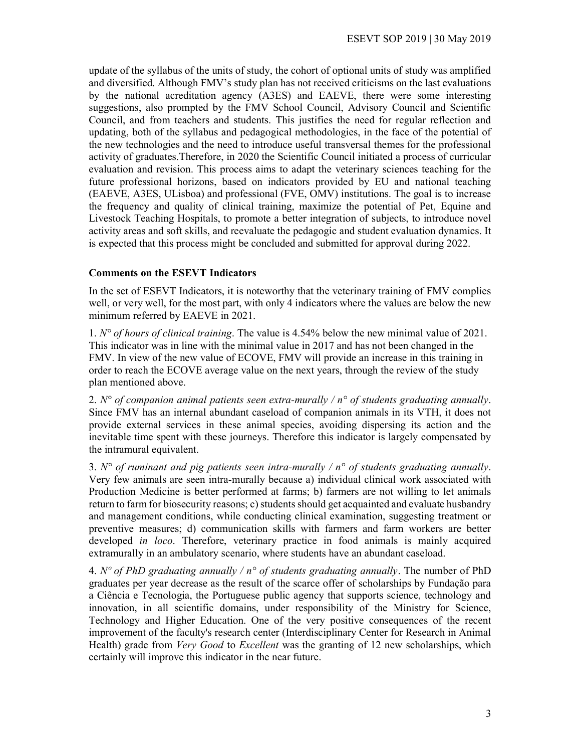update of the syllabus of the units of study, the cohort of optional units of study was amplified and diversified. Although FMV's study plan has not received criticisms on the last evaluations by the national acreditation agency (A3ES) and EAEVE, there were some interesting suggestions, also prompted by the FMV School Council, Advisory Council and Scientific Council, and from teachers and students. This justifies the need for regular reflection and updating, both of the syllabus and pedagogical methodologies, in the face of the potential of the new technologies and the need to introduce useful transversal themes for the professional activity of graduates.Therefore, in 2020 the Scientific Council initiated a process of curricular evaluation and revision. This process aims to adapt the veterinary sciences teaching for the future professional horizons, based on indicators provided by EU and national teaching (EAEVE, A3ES, ULisboa) and professional (FVE, OMV) institutions. The goal is to increase the frequency and quality of clinical training, maximize the potential of Pet, Equine and Livestock Teaching Hospitals, to promote a better integration of subjects, to introduce novel activity areas and soft skills, and reevaluate the pedagogic and student evaluation dynamics. It is expected that this process might be concluded and submitted for approval during 2022.

**Comments on the ESEVT Indicators**

In the set of ESEVT Indicators, it is noteworthy that the veterinary training of FMV complies well, or very well, for the most part, with only 4 indicators where the values are below the new minimum referred by EAEVE in 2021.

1. *N° of hours of clinical training*. The value is 4.54% below the new minimal value of 2021. This indicator was in line with the minimal value in 2017 and has not been changed in the FMV. In view of the new value of ECOVE, FMV will provide an increase in this training in order to reach the ECOVE average value on the next years, through the review of the study plan mentioned above.

2. *N° of companion animal patients seen extra-murally / n° of students graduating annually*. Since FMV has an internal abundant caseload of companion animals in its VTH, it does not provide external services in these animal species, avoiding dispersing its action and the inevitable time spent with these journeys. Therefore this indicator is largely compensated by the intramural equivalent.

3. *N° of ruminant and pig patients seen intra-murally / n° of students graduating annually*. Very few animals are seen intra-murally because a) individual clinical work associated with Production Medicine is better performed at farms; b) farmers are not willing to let animals return to farm for biosecurity reasons; c) students should get acquainted and evaluate husbandry and management conditions, while conducting clinical examination, suggesting treatment or preventive measures; d) communication skills with farmers and farm workers are better developed *in loco*. Therefore, veterinary practice in food animals is mainly acquired extramurally in an ambulatory scenario, where students have an abundant caseload.

4. *Nº of PhD graduating annually / n° of students graduating annually*. The number of PhD graduates per year decrease as the result of the scarce offer of scholarships by Fundação para a Ciência e Tecnologia, the Portuguese public agency that supports science, technology and innovation, in all scientific domains, under responsibility of the Ministry for Science, Technology and Higher Education. One of the very positive consequences of the recent improvement of the faculty's research center (Interdisciplinary Center for Research in Animal Health) grade from *Very Good* to *Excellent* was the granting of 12 new scholarships, which certainly will improve this indicator in the near future.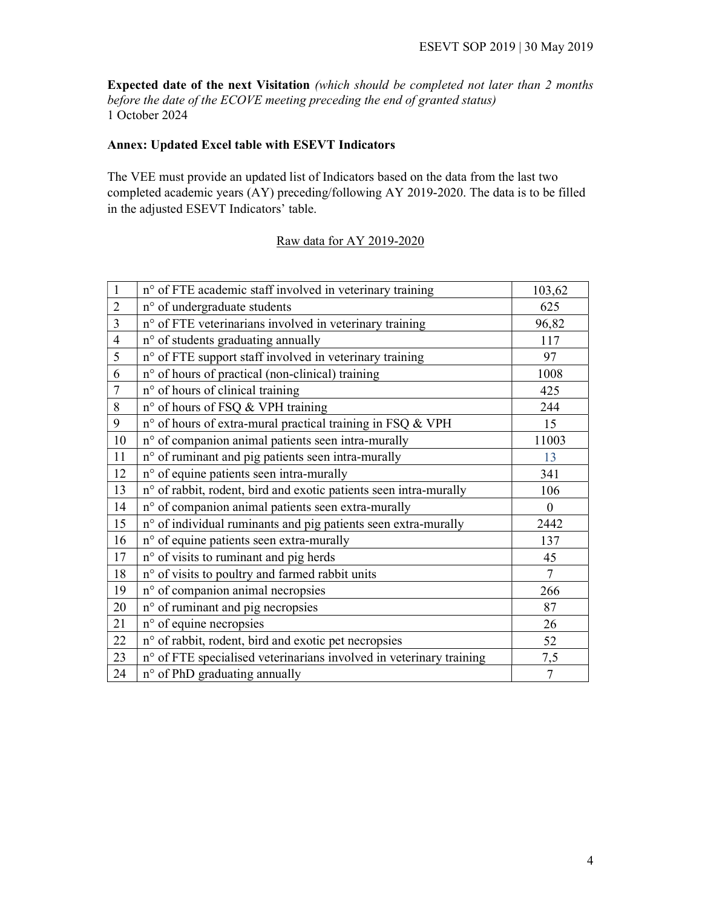**Expected date of the next Visitation** *(which should be completed not later than 2 months before the date of the ECOVE meeting preceding the end of granted status)*
1 October 2024

**Annex: Updated Excel table with ESEVT Indicators**

The VEE must provide an updated list of Indicators based on the data from the last two completed academic years (AY) preceding/following AY 2019-2020. The data is to be filled in the adjusted ESEVT Indicators' table.

Raw data for AY 2019-2020

| | | |
|---|---|---|
| 1 | n° of FTE academic staff involved in veterinary training | 103,62 |
| 2 | n° of undergraduate students | 625 |
| 3 | n° of FTE veterinarians involved in veterinary training | 96,82 |
| 4 | n° of students graduating annually | 117 |
| 5 | n° of FTE support staff involved in veterinary training | 97 |
| 6 | n° of hours of practical (non-clinical) training | 1008 |
| 7 | n° of hours of clinical training | 425 |
| 8 | n° of hours of FSQ & VPH training | 244 |
| 9 | n° of hours of extra-mural practical training in FSQ & VPH | 15 |
| 10 | n° of companion animal patients seen intra-murally | 11003 |
| 11 | n° of ruminant and pig patients seen intra-murally | 13 |
| 12 | n° of equine patients seen intra-murally | 341 |
| 13 | n° of rabbit, rodent, bird and exotic patients seen intra-murally | 106 |
| 14 | n° of companion animal patients seen extra-murally | 0 |
| 15 | n° of individual ruminants and pig patients seen extra-murally | 2442 |
| 16 | n° of equine patients seen extra-murally | 137 |
| 17 | n° of visits to ruminant and pig herds | 45 |
| 18 | n° of visits to poultry and farmed rabbit units | 7 |
| 19 | n° of companion animal necropsies | 266 |
| 20 | n° of ruminant and pig necropsies | 87 |
| 21 | n° of equine necropsies | 26 |
| 22 | n° of rabbit, rodent, bird and exotic pet necropsies | 52 |
| 23 | n° of FTE specialised veterinarians involved in veterinary training | 7,5 |
| 24 | n° of PhD graduating annually | 7 |